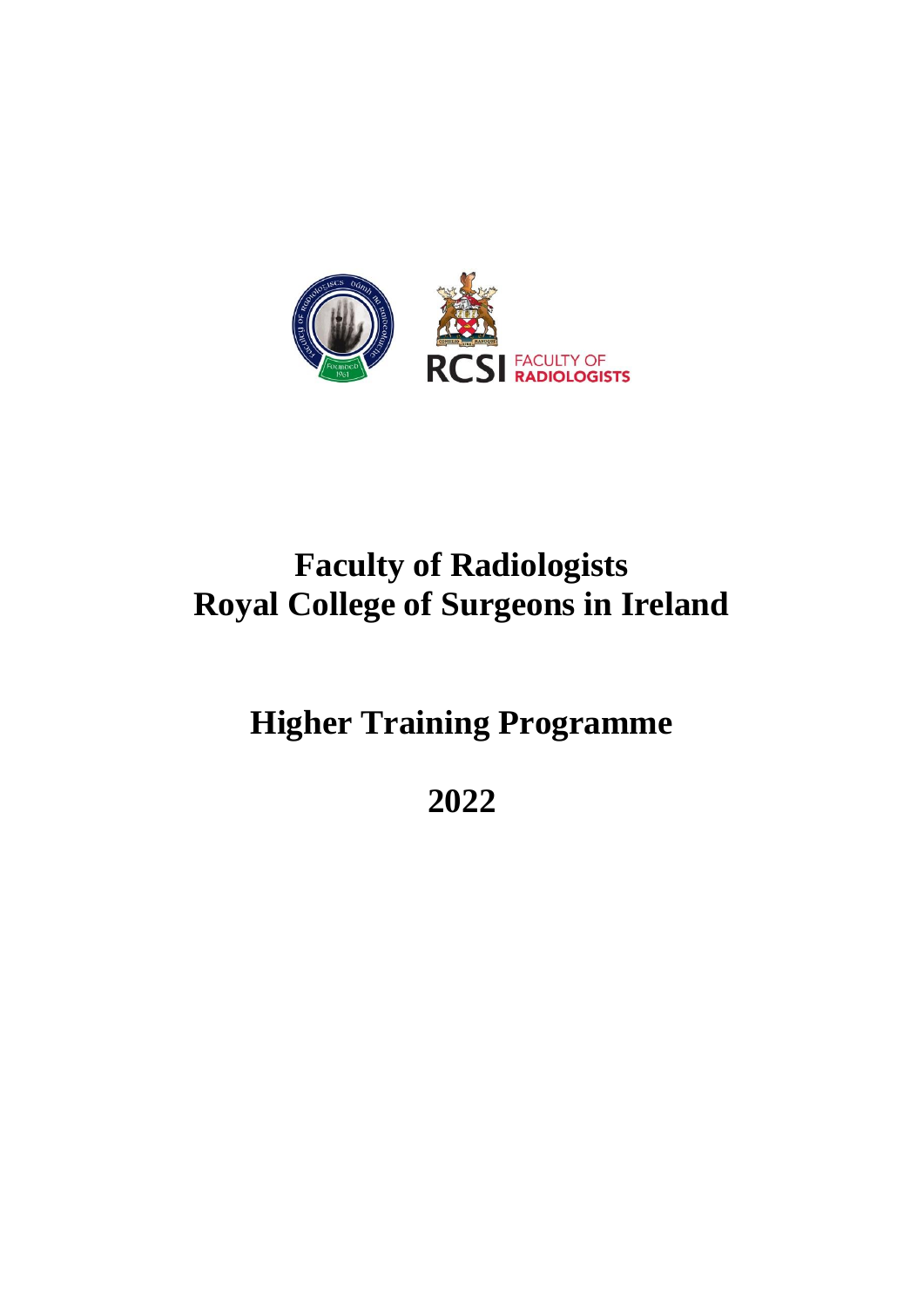# Faculty of Radiologists
# Royal College of Surgeons in Ireland

## Higher Training Programme

## 2022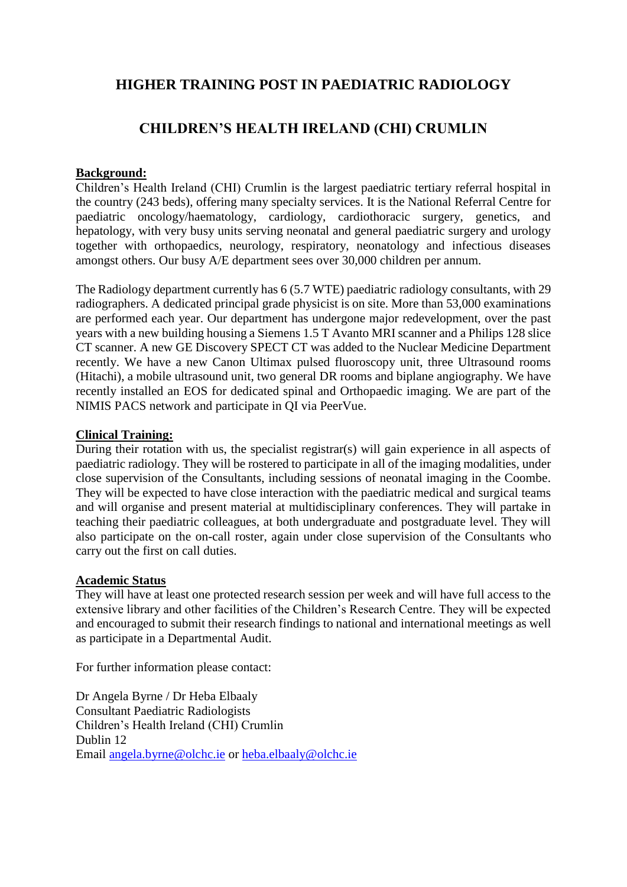# HIGHER TRAINING POST IN PAEDIATRIC RADIOLOGY

# CHILDREN'S HEALTH IRELAND (CHI) CRUMLIN

**Background:**

Children's Health Ireland (CHI) Crumlin is the largest paediatric tertiary referral hospital in the country (243 beds), offering many specialty services. It is the National Referral Centre for paediatric oncology/haematology, cardiology, cardiothoracic surgery, genetics, and hepatology, with very busy units serving neonatal and general paediatric surgery and urology together with orthopaedics, neurology, respiratory, neonatology and infectious diseases amongst others. Our busy A/E department sees over 30,000 children per annum.

The Radiology department currently has 6 (5.7 WTE) paediatric radiology consultants, with 29 radiographers. A dedicated principal grade physicist is on site. More than 53,000 examinations are performed each year. Our department has undergone major redevelopment, over the past years with a new building housing a Siemens 1.5 T Avanto MRI scanner and a Philips 128 slice CT scanner. A new GE Discovery SPECT CT was added to the Nuclear Medicine Department recently. We have a new Canon Ultimax pulsed fluoroscopy unit, three Ultrasound rooms (Hitachi), a mobile ultrasound unit, two general DR rooms and biplane angiography. We have recently installed an EOS for dedicated spinal and Orthopaedic imaging. We are part of the NIMIS PACS network and participate in QI via PeerVue.

**Clinical Training:**

During their rotation with us, the specialist registrar(s) will gain experience in all aspects of paediatric radiology. They will be rostered to participate in all of the imaging modalities, under close supervision of the Consultants, including sessions of neonatal imaging in the Coombe. They will be expected to have close interaction with the paediatric medical and surgical teams and will organise and present material at multidisciplinary conferences. They will partake in teaching their paediatric colleagues, at both undergraduate and postgraduate level. They will also participate on the on-call roster, again under close supervision of the Consultants who carry out the first on call duties.

**Academic Status**

They will have at least one protected research session per week and will have full access to the extensive library and other facilities of the Children's Research Centre. They will be expected and encouraged to submit their research findings to national and international meetings as well as participate in a Departmental Audit.

For further information please contact:

Dr Angela Byrne / Dr Heba Elbaaly
Consultant Paediatric Radiologists
Children's Health Ireland (CHI) Crumlin
Dublin 12
Email angela.byrne@olchc.ie or heba.elbaaly@olchc.ie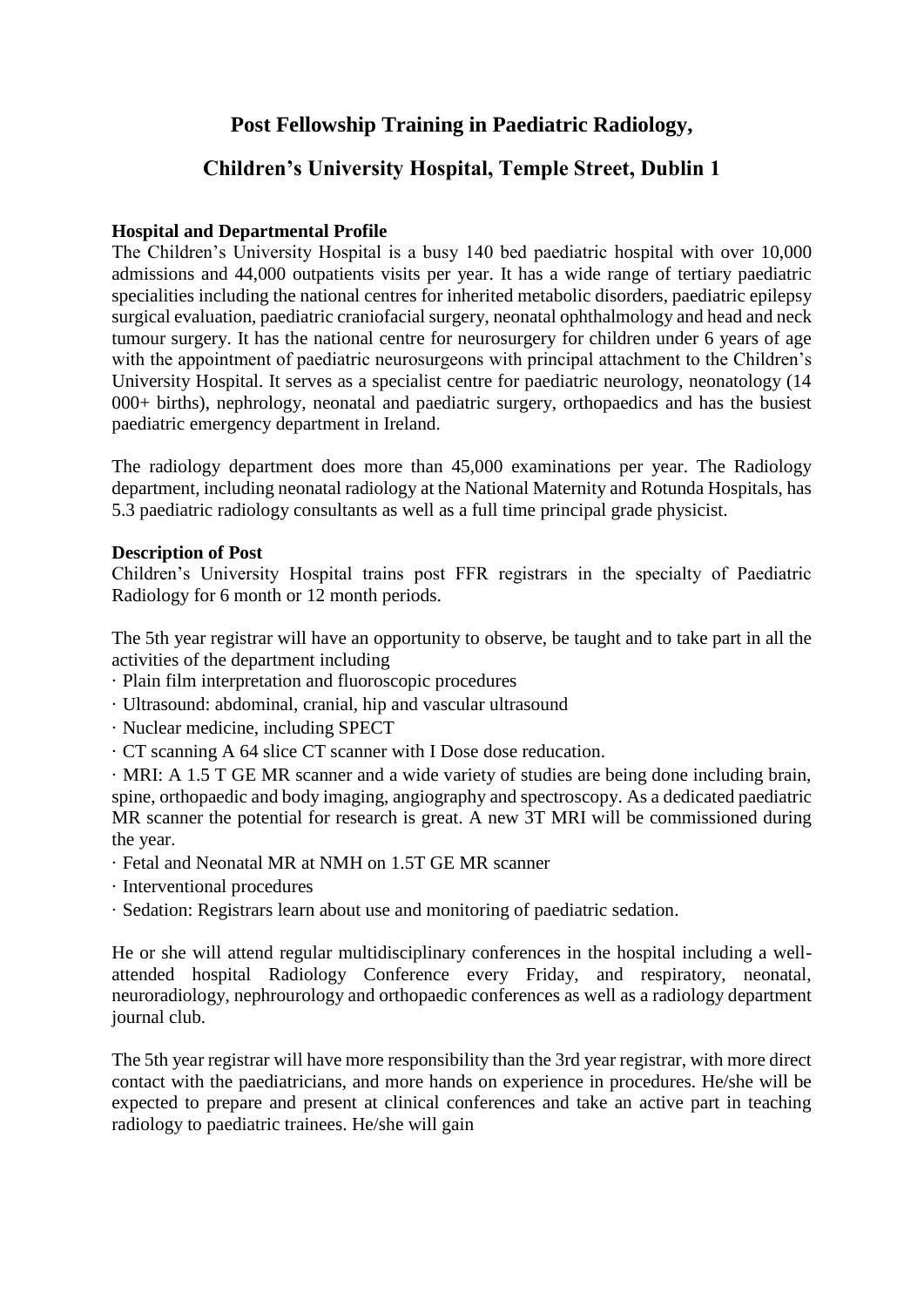# Post Fellowship Training in Paediatric Radiology,

# Children's University Hospital, Temple Street, Dublin 1

**Hospital and Departmental Profile**

The Children's University Hospital is a busy 140 bed paediatric hospital with over 10,000 admissions and 44,000 outpatients visits per year. It has a wide range of tertiary paediatric specialities including the national centres for inherited metabolic disorders, paediatric epilepsy surgical evaluation, paediatric craniofacial surgery, neonatal ophthalmology and head and neck tumour surgery. It has the national centre for neurosurgery for children under 6 years of age with the appointment of paediatric neurosurgeons with principal attachment to the Children's University Hospital. It serves as a specialist centre for paediatric neurology, neonatology (14 000+ births), nephrology, neonatal and paediatric surgery, orthopaedics and has the busiest paediatric emergency department in Ireland.

The radiology department does more than 45,000 examinations per year. The Radiology department, including neonatal radiology at the National Maternity and Rotunda Hospitals, has 5.3 paediatric radiology consultants as well as a full time principal grade physicist.

**Description of Post**

Children's University Hospital trains post FFR registrars in the specialty of Paediatric Radiology for 6 month or 12 month periods.

The 5th year registrar will have an opportunity to observe, be taught and to take part in all the activities of the department including

- Plain film interpretation and fluoroscopic procedures
- Ultrasound: abdominal, cranial, hip and vascular ultrasound
- Nuclear medicine, including SPECT
- CT scanning A 64 slice CT scanner with I Dose dose reducation.
- MRI: A 1.5 T GE MR scanner and a wide variety of studies are being done including brain, spine, orthopaedic and body imaging, angiography and spectroscopy. As a dedicated paediatric MR scanner the potential for research is great. A new 3T MRI will be commissioned during the year.
- Fetal and Neonatal MR at NMH on 1.5T GE MR scanner
- Interventional procedures
- Sedation: Registrars learn about use and monitoring of paediatric sedation.

He or she will attend regular multidisciplinary conferences in the hospital including a well-attended hospital Radiology Conference every Friday, and respiratory, neonatal, neuroradiology, nephrourology and orthopaedic conferences as well as a radiology department journal club.

The 5th year registrar will have more responsibility than the 3rd year registrar, with more direct contact with the paediatricians, and more hands on experience in procedures. He/she will be expected to prepare and present at clinical conferences and take an active part in teaching radiology to paediatric trainees. He/she will gain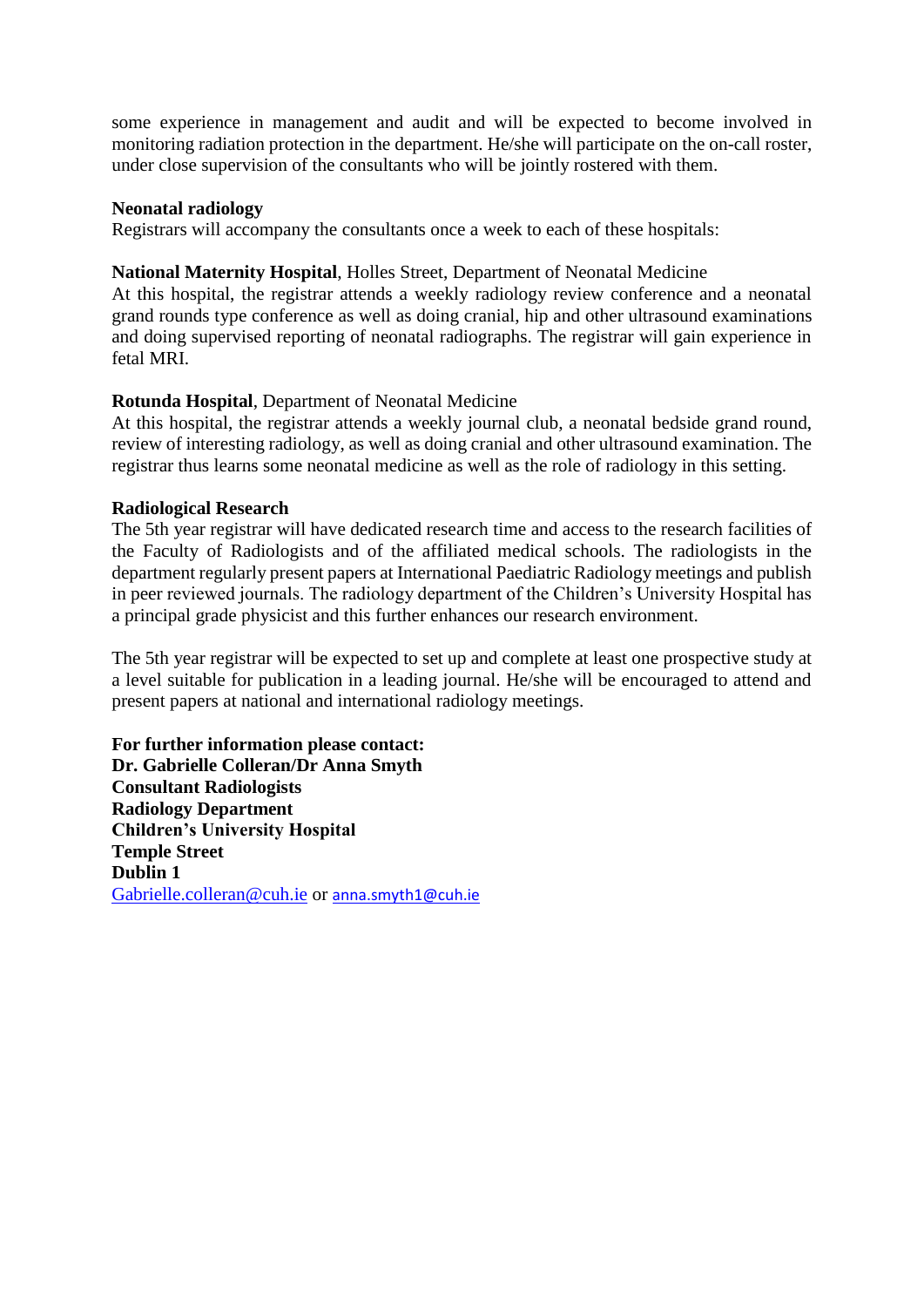some experience in management and audit and will be expected to become involved in monitoring radiation protection in the department. He/she will participate on the on-call roster, under close supervision of the consultants who will be jointly rostered with them.

**Neonatal radiology**

Registrars will accompany the consultants once a week to each of these hospitals:

**National Maternity Hospital**, Holles Street, Department of Neonatal Medicine

At this hospital, the registrar attends a weekly radiology review conference and a neonatal grand rounds type conference as well as doing cranial, hip and other ultrasound examinations and doing supervised reporting of neonatal radiographs. The registrar will gain experience in fetal MRI.

**Rotunda Hospital**, Department of Neonatal Medicine

At this hospital, the registrar attends a weekly journal club, a neonatal bedside grand round, review of interesting radiology, as well as doing cranial and other ultrasound examination. The registrar thus learns some neonatal medicine as well as the role of radiology in this setting.

**Radiological Research**

The 5th year registrar will have dedicated research time and access to the research facilities of the Faculty of Radiologists and of the affiliated medical schools. The radiologists in the department regularly present papers at International Paediatric Radiology meetings and publish in peer reviewed journals. The radiology department of the Children's University Hospital has a principal grade physicist and this further enhances our research environment.

The 5th year registrar will be expected to set up and complete at least one prospective study at a level suitable for publication in a leading journal. He/she will be encouraged to attend and present papers at national and international radiology meetings.

**For further information please contact:**
**Dr. Gabrielle Colleran/Dr Anna Smyth**
**Consultant Radiologists**
**Radiology Department**
**Children's University Hospital**
**Temple Street**
**Dublin 1**
Gabrielle.colleran@cuh.ie or anna.smyth1@cuh.ie